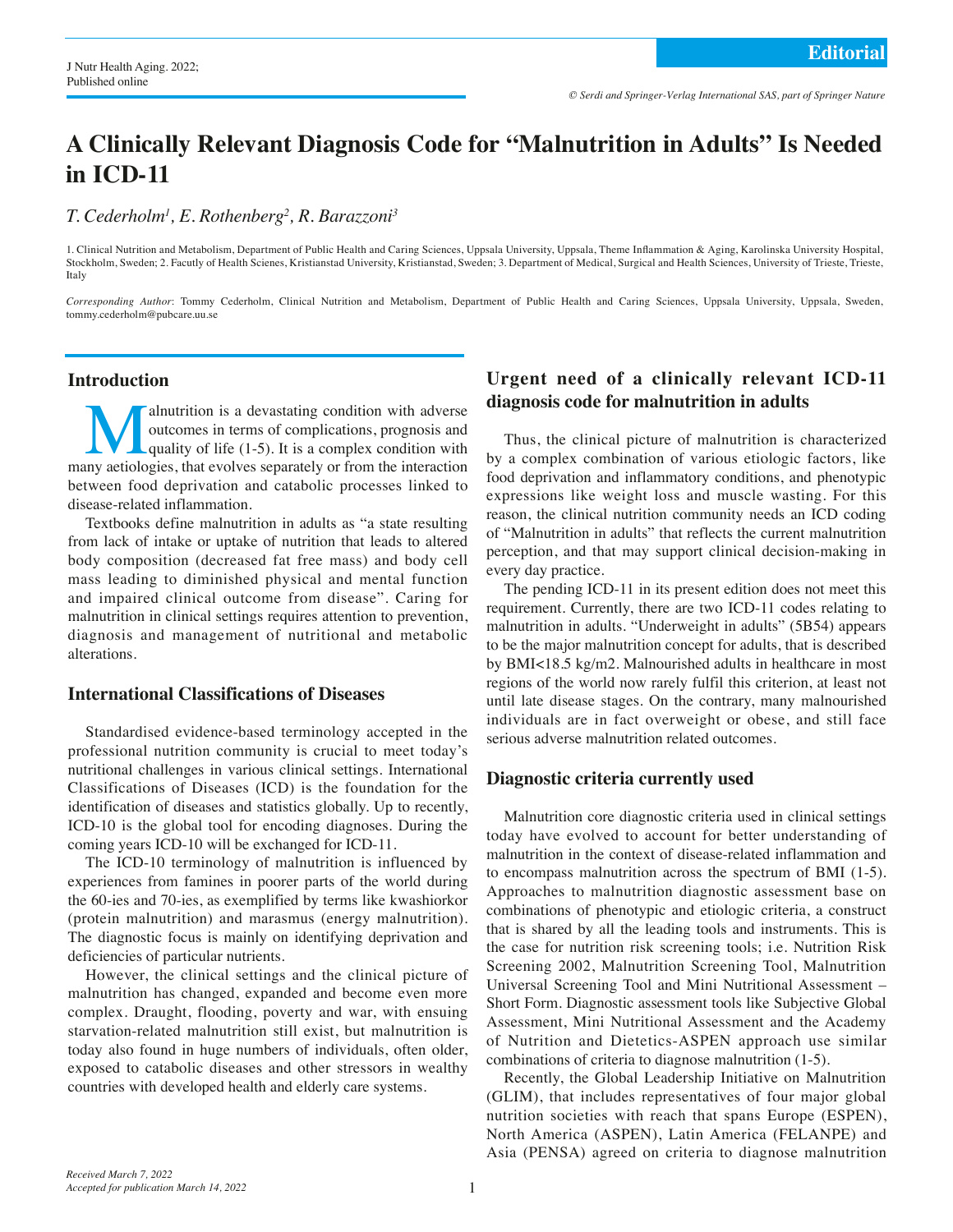Editorial

© Serdi and Springer-Verlag International SAS, part of Springer Nature

# A Clinically Relevant Diagnosis Code for "Malnutrition in Adults" Is Needed in ICD-11

*T. Cederholm[1], E. Rothenberg[2], R. Barazzoni[3]*

1. Clinical Nutrition and Metabolism, Department of Public Health and Caring Sciences, Uppsala University, Uppsala, Theme Inflammation & Aging, Karolinska University Hospital, Stockholm, Sweden; 2. Facutly of Health Scienes, Kristianstad University, Kristianstad, Sweden; 3. Department of Medical, Surgical and Health Sciences, University of Trieste, Trieste, Italy

*Corresponding Author*: Tommy Cederholm, Clinical Nutrition and Metabolism, Department of Public Health and Caring Sciences, Uppsala University, Uppsala, Sweden, tommy.cederholm@pubcare.uu.se

## Introduction

Malnutrition is a devastating condition with adverse outcomes in terms of complications, prognosis and quality of life (1-5). It is a complex condition with many aetiologies, that evolves separately or from the interaction between food deprivation and catabolic processes linked to disease-related inflammation.

Textbooks define malnutrition in adults as "a state resulting from lack of intake or uptake of nutrition that leads to altered body composition (decreased fat free mass) and body cell mass leading to diminished physical and mental function and impaired clinical outcome from disease". Caring for malnutrition in clinical settings requires attention to prevention, diagnosis and management of nutritional and metabolic alterations.

## International Classifications of Diseases

Standardised evidence-based terminology accepted in the professional nutrition community is crucial to meet today's nutritional challenges in various clinical settings. International Classifications of Diseases (ICD) is the foundation for the identification of diseases and statistics globally. Up to recently, ICD-10 is the global tool for encoding diagnoses. During the coming years ICD-10 will be exchanged for ICD-11.

The ICD-10 terminology of malnutrition is influenced by experiences from famines in poorer parts of the world during the 60-ies and 70-ies, as exemplified by terms like kwashiorkor (protein malnutrition) and marasmus (energy malnutrition). The diagnostic focus is mainly on identifying deprivation and deficiencies of particular nutrients.

However, the clinical settings and the clinical picture of malnutrition has changed, expanded and become even more complex. Draught, flooding, poverty and war, with ensuing starvation-related malnutrition still exist, but malnutrition is today also found in huge numbers of individuals, often older, exposed to catabolic diseases and other stressors in wealthy countries with developed health and elderly care systems.

## Urgent need of a clinically relevant ICD-11 diagnosis code for malnutrition in adults

Thus, the clinical picture of malnutrition is characterized by a complex combination of various etiologic factors, like food deprivation and inflammatory conditions, and phenotypic expressions like weight loss and muscle wasting. For this reason, the clinical nutrition community needs an ICD coding of "Malnutrition in adults" that reflects the current malnutrition perception, and that may support clinical decision-making in every day practice.

The pending ICD-11 in its present edition does not meet this requirement. Currently, there are two ICD-11 codes relating to malnutrition in adults. "Underweight in adults" (5B54) appears to be the major malnutrition concept for adults, that is described by BMI<18.5 kg/m2. Malnourished adults in healthcare in most regions of the world now rarely fulfil this criterion, at least not until late disease stages. On the contrary, many malnourished individuals are in fact overweight or obese, and still face serious adverse malnutrition related outcomes.

## Diagnostic criteria currently used

Malnutrition core diagnostic criteria used in clinical settings today have evolved to account for better understanding of malnutrition in the context of disease-related inflammation and to encompass malnutrition across the spectrum of BMI (1-5). Approaches to malnutrition diagnostic assessment base on combinations of phenotypic and etiologic criteria, a construct that is shared by all the leading tools and instruments. This is the case for nutrition risk screening tools; i.e. Nutrition Risk Screening 2002, Malnutrition Screening Tool, Malnutrition Universal Screening Tool and Mini Nutritional Assessment – Short Form. Diagnostic assessment tools like Subjective Global Assessment, Mini Nutritional Assessment and the Academy of Nutrition and Dietetics-ASPEN approach use similar combinations of criteria to diagnose malnutrition (1-5).

Recently, the Global Leadership Initiative on Malnutrition (GLIM), that includes representatives of four major global nutrition societies with reach that spans Europe (ESPEN), North America (ASPEN), Latin America (FELANPE) and Asia (PENSA) agreed on criteria to diagnose malnutrition

*Received March 7, 2022*
*Accepted for publication March 14, 2022*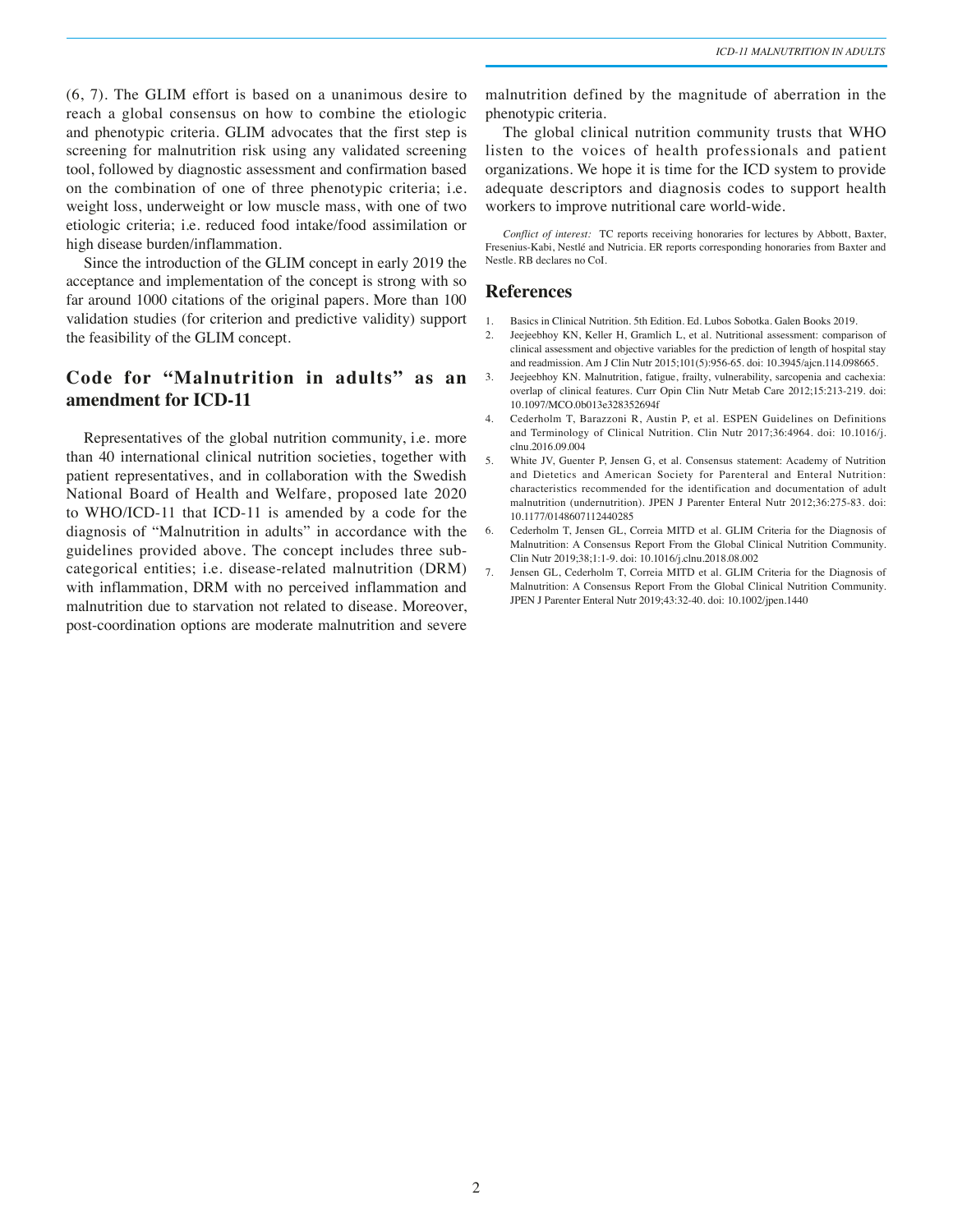(6, 7). The GLIM effort is based on a unanimous desire to reach a global consensus on how to combine the etiologic and phenotypic criteria. GLIM advocates that the first step is screening for malnutrition risk using any validated screening tool, followed by diagnostic assessment and confirmation based on the combination of one of three phenotypic criteria; i.e. weight loss, underweight or low muscle mass, with one of two etiologic criteria; i.e. reduced food intake/food assimilation or high disease burden/inflammation.

Since the introduction of the GLIM concept in early 2019 the acceptance and implementation of the concept is strong with so far around 1000 citations of the original papers. More than 100 validation studies (for criterion and predictive validity) support the feasibility of the GLIM concept.

## Code for "Malnutrition in adults" as an amendment for ICD-11

Representatives of the global nutrition community, i.e. more than 40 international clinical nutrition societies, together with patient representatives, and in collaboration with the Swedish National Board of Health and Welfare, proposed late 2020 to WHO/ICD-11 that ICD-11 is amended by a code for the diagnosis of "Malnutrition in adults" in accordance with the guidelines provided above. The concept includes three subcategorical entities; i.e. disease-related malnutrition (DRM) with inflammation, DRM with no perceived inflammation and malnutrition due to starvation not related to disease. Moreover, post-coordination options are moderate malnutrition and severe malnutrition defined by the magnitude of aberration in the phenotypic criteria.

The global clinical nutrition community trusts that WHO listen to the voices of health professionals and patient organizations. We hope it is time for the ICD system to provide adequate descriptors and diagnosis codes to support health workers to improve nutritional care world-wide.

*Conflict of interest:* TC reports receiving honoraries for lectures by Abbott, Baxter, Fresenius-Kabi, Nestlé and Nutricia. ER reports corresponding honoraries from Baxter and Nestle. RB declares no CoI.

## References

1. Basics in Clinical Nutrition. 5th Edition. Ed. Lubos Sobotka. Galen Books 2019.
2. Jeejeebhoy KN, Keller H, Gramlich L, et al. Nutritional assessment: comparison of clinical assessment and objective variables for the prediction of length of hospital stay and readmission. Am J Clin Nutr 2015;101(5):956-65. doi: 10.3945/ajcn.114.098665.
3. Jeejeebhoy KN. Malnutrition, fatigue, frailty, vulnerability, sarcopenia and cachexia: overlap of clinical features. Curr Opin Clin Nutr Metab Care 2012;15:213-219. doi: 10.1097/MCO.0b013e328352694f
4. Cederholm T, Barazzoni R, Austin P, et al. ESPEN Guidelines on Definitions and Terminology of Clinical Nutrition. Clin Nutr 2017;36:4964. doi: 10.1016/j.clnu.2016.09.004
5. White JV, Guenter P, Jensen G, et al. Consensus statement: Academy of Nutrition and Dietetics and American Society for Parenteral and Enteral Nutrition: characteristics recommended for the identification and documentation of adult malnutrition (undernutrition). JPEN J Parenter Enteral Nutr 2012;36:275-83. doi: 10.1177/0148607112440285
6. Cederholm T, Jensen GL, Correia MITD et al. GLIM Criteria for the Diagnosis of Malnutrition: A Consensus Report From the Global Clinical Nutrition Community. Clin Nutr 2019;38;1:1-9. doi: 10.1016/j.clnu.2018.08.002
7. Jensen GL, Cederholm T, Correia MITD et al. GLIM Criteria for the Diagnosis of Malnutrition: A Consensus Report From the Global Clinical Nutrition Community. JPEN J Parenter Enteral Nutr 2019;43:32-40. doi: 10.1002/jpen.1440